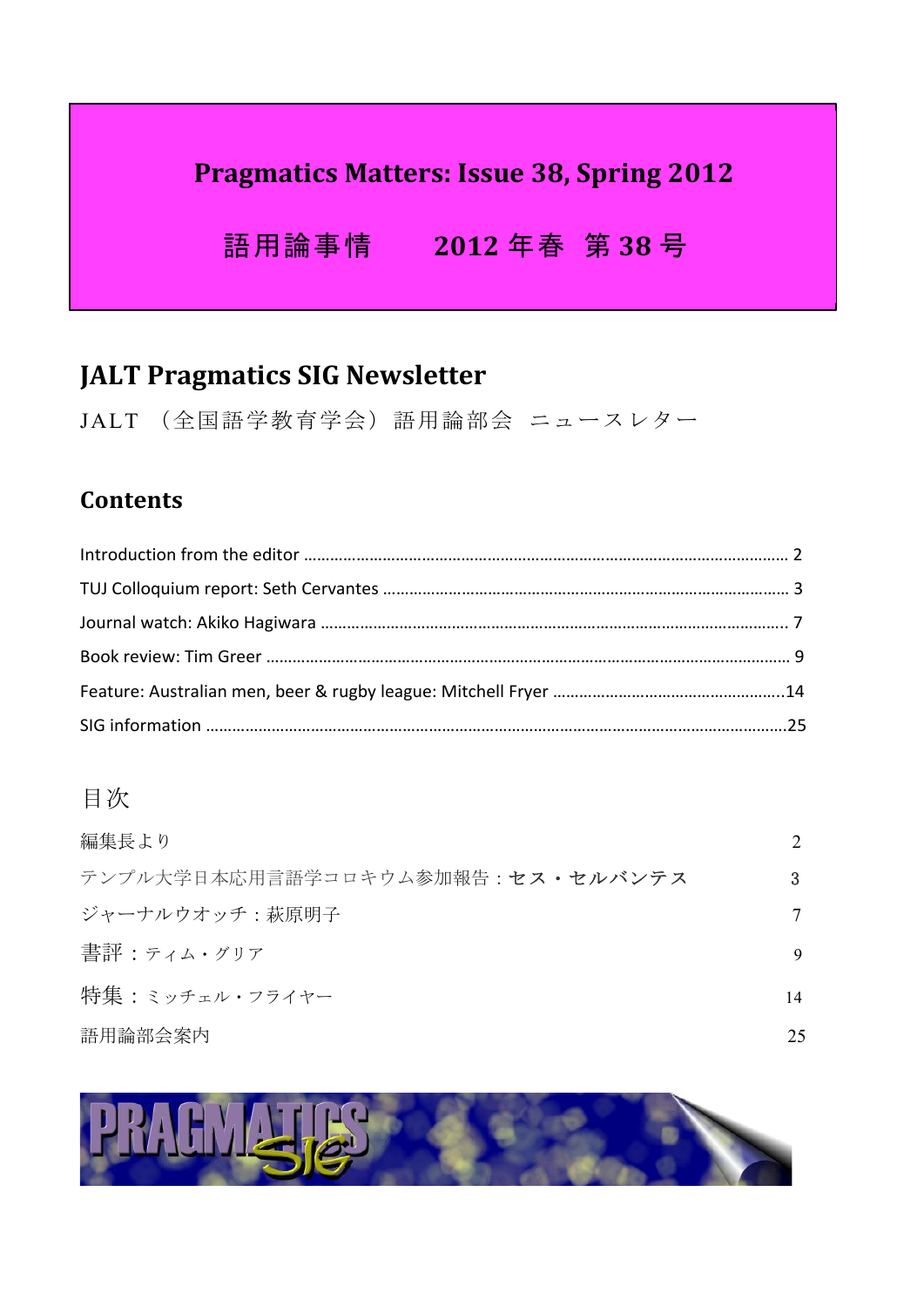# Pragmatics Matters: Issue 38, Spring 2012

# 語用論事情　　2012 年春　第 38 号

## JALT Pragmatics SIG Newsletter

JALT （全国語学教育学会）語用論部会　ニュースレター

## Contents

- Introduction from the editor ........ 2
- TUJ Colloquium report: Seth Cervantes ........ 3
- Journal watch: Akiko Hagiwara ........ 7
- Book review: Tim Greer ........ 9
- Feature: Australian men, beer & rugby league: Mitchell Fryer ........ 14
- SIG information ........ 25

## 目次

| | |
|---|---|
| 編集長より | 2 |
| テンプル大学日本応用言語学コロキウム参加報告：**セス・セルバンテス** | 3 |
| ジャーナルウオッチ：萩原明子 | 7 |
| 書評：ティム・グリア | 9 |
| 特集：ミッチェル・フライヤー | 14 |
| 語用論部会案内 | 25 |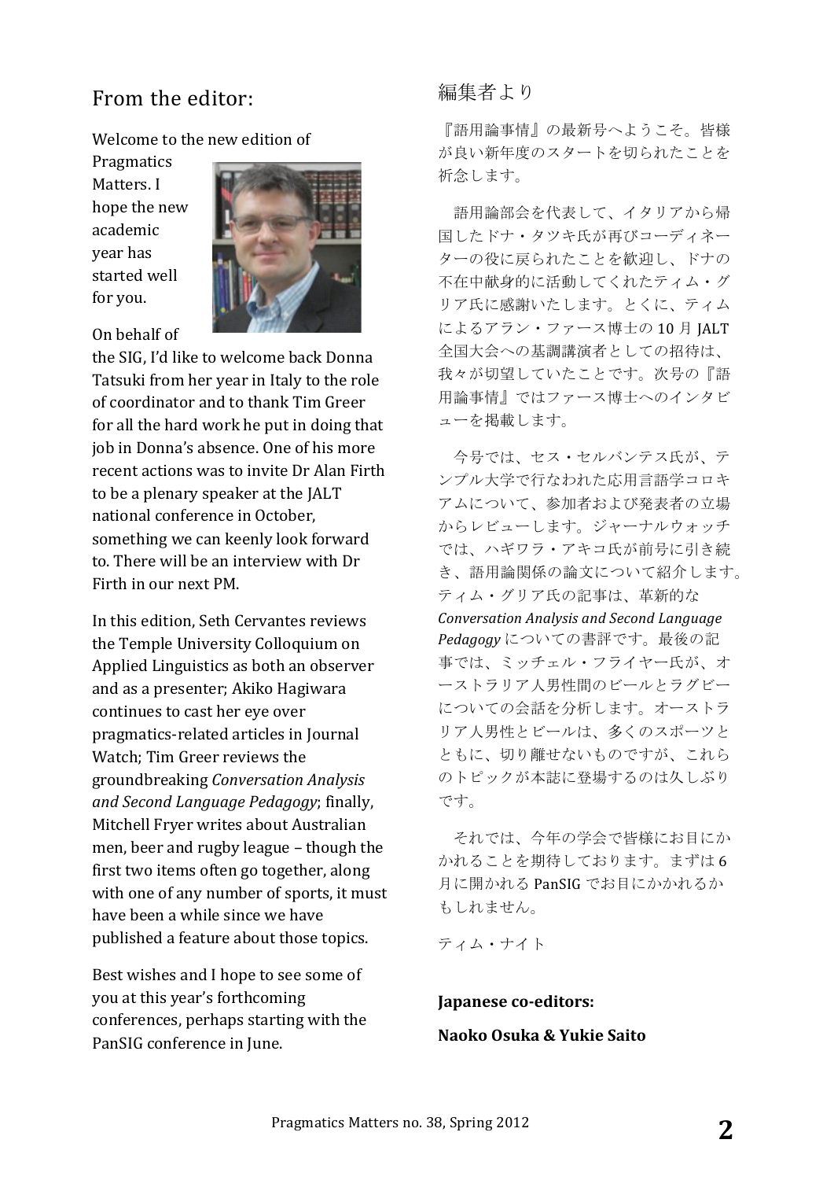## From the editor:

Welcome to the new edition of Pragmatics Matters. I hope the new academic year has started well for you.

On behalf of the SIG, I'd like to welcome back Donna Tatsuki from her year in Italy to the role of coordinator and to thank Tim Greer for all the hard work he put in doing that job in Donna's absence. One of his more recent actions was to invite Dr Alan Firth to be a plenary speaker at the JALT national conference in October, something we can keenly look forward to. There will be an interview with Dr Firth in our next PM.

In this edition, Seth Cervantes reviews the Temple University Colloquium on Applied Linguistics as both an observer and as a presenter; Akiko Hagiwara continues to cast her eye over pragmatics-related articles in Journal Watch; Tim Greer reviews the groundbreaking *Conversation Analysis and Second Language Pedagogy*; finally, Mitchell Fryer writes about Australian men, beer and rugby league – though the first two items often go together, along with one of any number of sports, it must have been a while since we have published a feature about those topics.

Best wishes and I hope to see some of you at this year's forthcoming conferences, perhaps starting with the PanSIG conference in June.

## 編集者より

『語用論事情』の最新号へようこそ。皆様が良い新年度のスタートを切られたことを祈念します。

語用論部会を代表して、イタリアから帰国したドナ・タツキ氏が再びコーディネーターの役に戻られたことを歓迎し、ドナの不在中献身的に活動してくれたティム・グリア氏に感謝いたします。とくに、ティムによるアラン・ファース博士の 10 月 JALT 全国大会への基調講演者としての招待は、我々が切望していたことです。次号の『語用論事情』ではファース博士へのインタビューを掲載します。

今号では、セス・セルバンテス氏が、テンプル大学で行なわれた応用言語学コロキアムについて、参加者および発表者の立場からレビューします。ジャーナルウォッチでは、ハギワラ・アキコ氏が前号に引き続き、語用論関係の論文について紹介します。ティム・グリア氏の記事は、革新的な *Conversation Analysis and Second Language Pedagogy* についての書評です。最後の記事では、ミッチェル・フライヤー氏が、オーストラリア人男性間のビールとラグビーについての会話を分析します。オーストラリア人男性とビールは、多くのスポーツとともに、切り離せないものですが、これらのトピックが本誌に登場するのは久しぶりです。

それでは、今年の学会で皆様にお目にかかれることを期待しております。まずは 6 月に開かれる PanSIG でお目にかかれるかもしれません。

ティム・ナイト

**Japanese co-editors:**

**Naoko Osuka & Yukie Saito**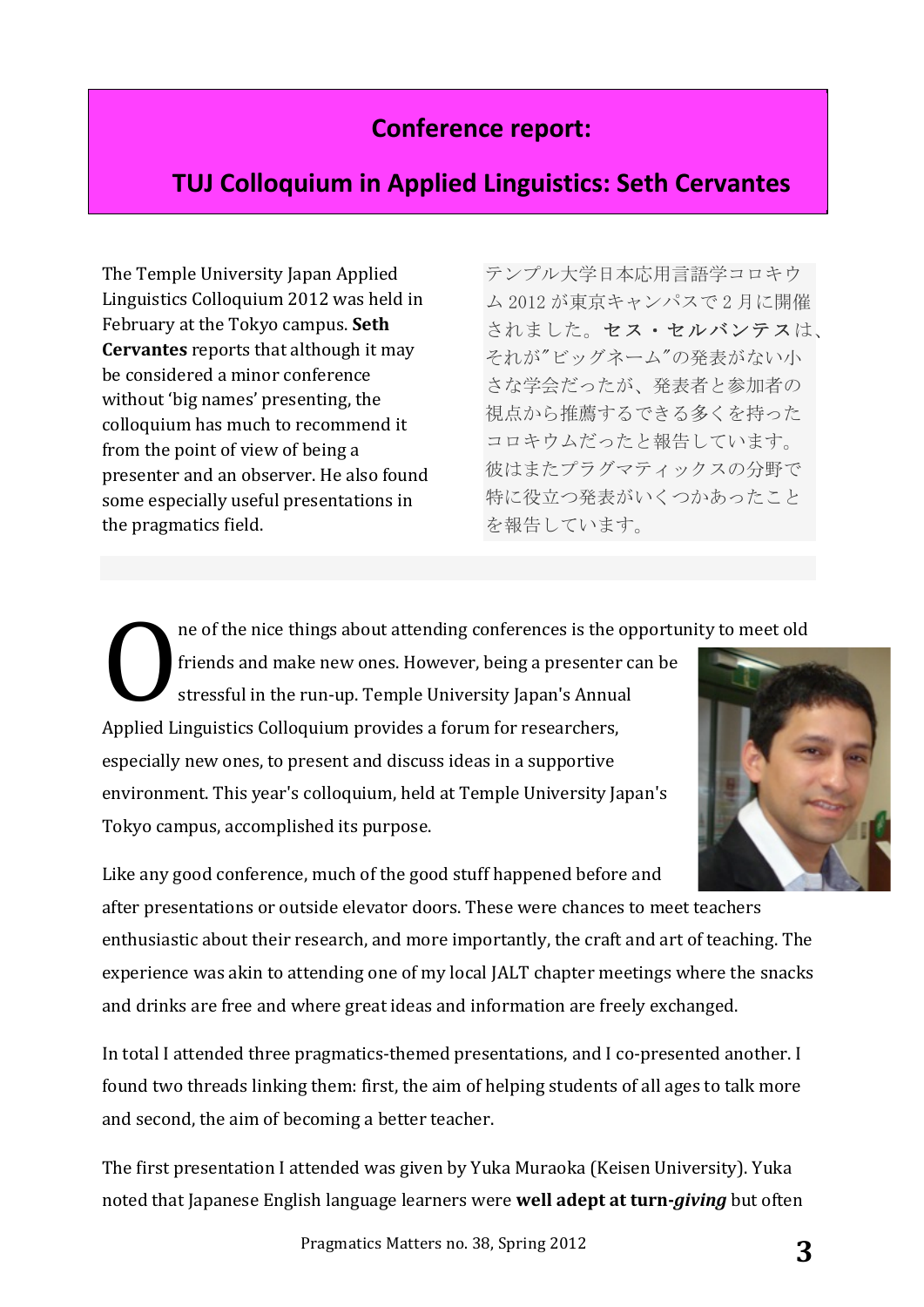# Conference report:

## TUJ Colloquium in Applied Linguistics: Seth Cervantes

The Temple University Japan Applied Linguistics Colloquium 2012 was held in February at the Tokyo campus. **Seth Cervantes** reports that although it may be considered a minor conference without 'big names' presenting, the colloquium has much to recommend it from the point of view of being a presenter and an observer. He also found some especially useful presentations in the pragmatics field.

テンプル大学日本応用言語学コロキウム 2012 が東京キャンパスで 2 月に開催されました。**セス・セルバンテス**は、それが"ビッグネーム"の発表がない小さな学会だったが、発表者と参加者の視点から推薦するできる多くを持ったコロキウムだったと報告しています。彼はまたプラグマティックスの分野で特に役立つ発表がいくつかあったことを報告しています。

One of the nice things about attending conferences is the opportunity to meet old friends and make new ones. However, being a presenter can be stressful in the run-up. Temple University Japan's Annual Applied Linguistics Colloquium provides a forum for researchers, especially new ones, to present and discuss ideas in a supportive environment. This year's colloquium, held at Temple University Japan's Tokyo campus, accomplished its purpose.

Like any good conference, much of the good stuff happened before and after presentations or outside elevator doors. These were chances to meet teachers enthusiastic about their research, and more importantly, the craft and art of teaching. The experience was akin to attending one of my local JALT chapter meetings where the snacks and drinks are free and where great ideas and information are freely exchanged.

In total I attended three pragmatics-themed presentations, and I co-presented another. I found two threads linking them: first, the aim of helping students of all ages to talk more and second, the aim of becoming a better teacher.

The first presentation I attended was given by Yuka Muraoka (Keisen University). Yuka noted that Japanese English language learners were **well adept at turn-*giving*** but often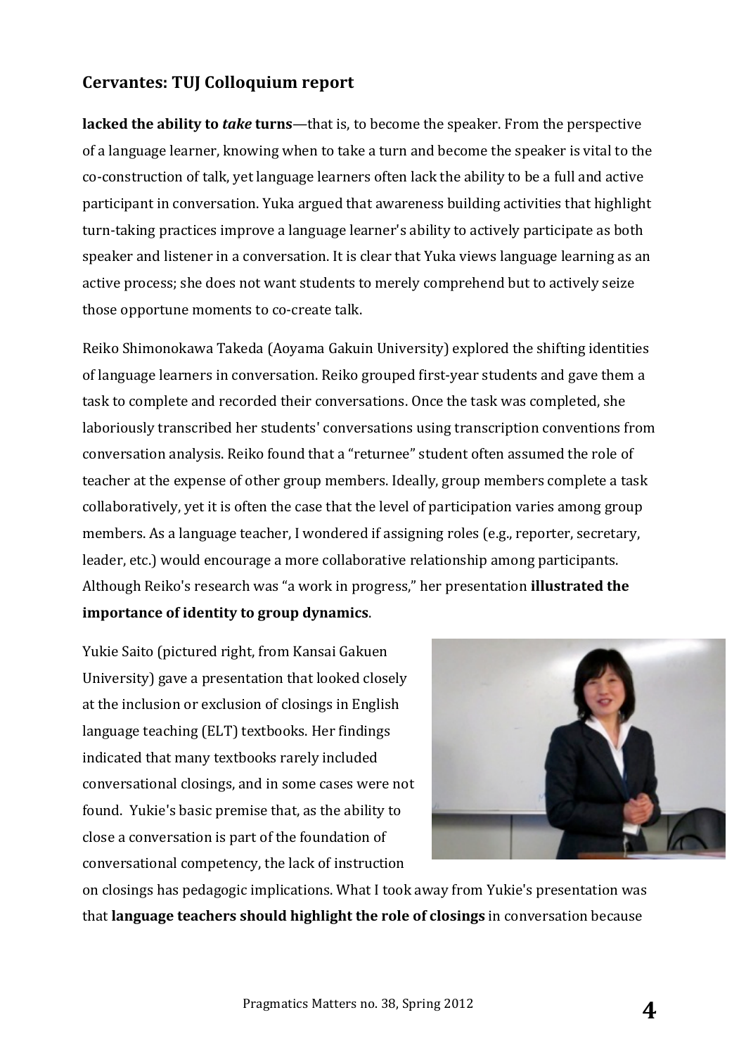## Cervantes: TUJ Colloquium report

**lacked the ability to *take* turns**—that is, to become the speaker. From the perspective of a language learner, knowing when to take a turn and become the speaker is vital to the co-construction of talk, yet language learners often lack the ability to be a full and active participant in conversation. Yuka argued that awareness building activities that highlight turn-taking practices improve a language learner's ability to actively participate as both speaker and listener in a conversation. It is clear that Yuka views language learning as an active process; she does not want students to merely comprehend but to actively seize those opportune moments to co-create talk.

Reiko Shimonokawa Takeda (Aoyama Gakuin University) explored the shifting identities of language learners in conversation. Reiko grouped first-year students and gave them a task to complete and recorded their conversations. Once the task was completed, she laboriously transcribed her students' conversations using transcription conventions from conversation analysis. Reiko found that a "returnee" student often assumed the role of teacher at the expense of other group members. Ideally, group members complete a task collaboratively, yet it is often the case that the level of participation varies among group members. As a language teacher, I wondered if assigning roles (e.g., reporter, secretary, leader, etc.) would encourage a more collaborative relationship among participants. Although Reiko's research was "a work in progress," her presentation **illustrated the importance of identity to group dynamics**.

Yukie Saito (pictured right, from Kansai Gakuen University) gave a presentation that looked closely at the inclusion or exclusion of closings in English language teaching (ELT) textbooks. Her findings indicated that many textbooks rarely included conversational closings, and in some cases were not found. Yukie's basic premise that, as the ability to close a conversation is part of the foundation of conversational competency, the lack of instruction on closings has pedagogic implications. What I took away from Yukie's presentation was that **language teachers should highlight the role of closings** in conversation because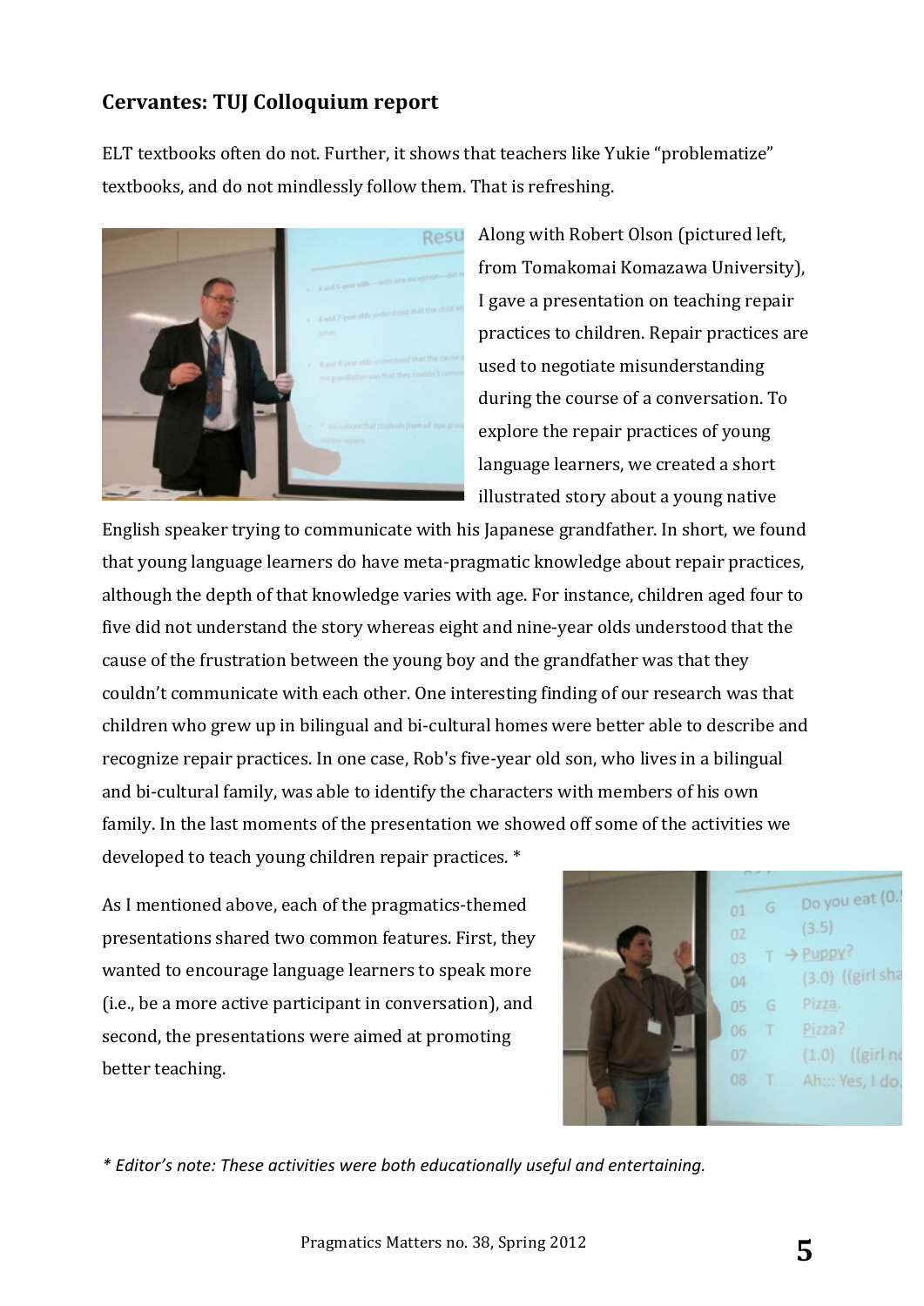## Cervantes: TUJ Colloquium report

ELT textbooks often do not. Further, it shows that teachers like Yukie "problematize" textbooks, and do not mindlessly follow them. That is refreshing.

Along with Robert Olson (pictured left, from Tomakomai Komazawa University), I gave a presentation on teaching repair practices to children. Repair practices are used to negotiate misunderstanding during the course of a conversation. To explore the repair practices of young language learners, we created a short illustrated story about a young native English speaker trying to communicate with his Japanese grandfather. In short, we found that young language learners do have meta-pragmatic knowledge about repair practices, although the depth of that knowledge varies with age. For instance, children aged four to five did not understand the story whereas eight and nine-year olds understood that the cause of the frustration between the young boy and the grandfather was that they couldn't communicate with each other. One interesting finding of our research was that children who grew up in bilingual and bi-cultural homes were better able to describe and recognize repair practices. In one case, Rob's five-year old son, who lives in a bilingual and bi-cultural family, was able to identify the characters with members of his own family. In the last moments of the presentation we showed off some of the activities we developed to teach young children repair practices. *

As I mentioned above, each of the pragmatics-themed presentations shared two common features. First, they wanted to encourage language learners to speak more (i.e., be a more active participant in conversation), and second, the presentations were aimed at promoting better teaching.

*\* Editor's note: These activities were both educationally useful and entertaining.*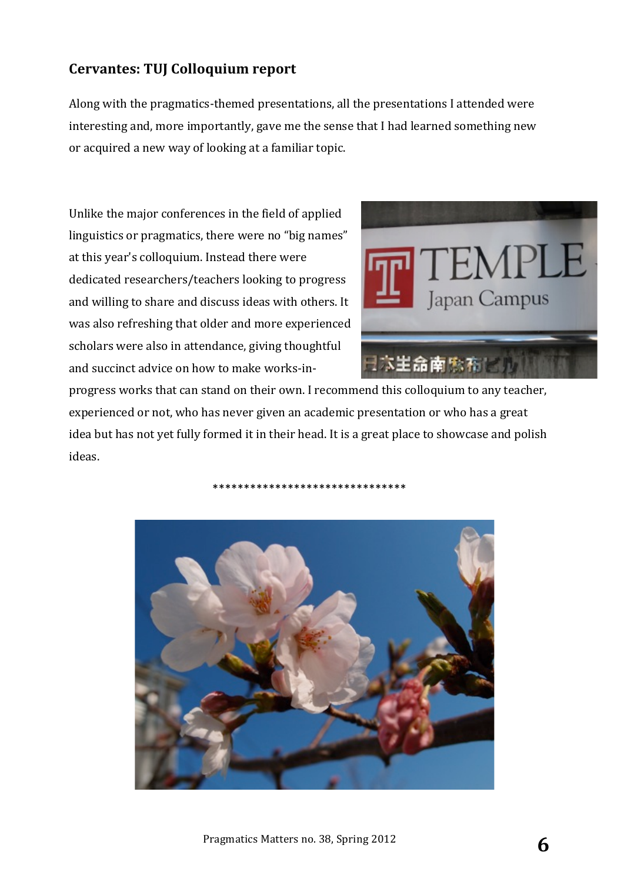### Cervantes: TUJ Colloquium report

Along with the pragmatics-themed presentations, all the presentations I attended were interesting and, more importantly, gave me the sense that I had learned something new or acquired a new way of looking at a familiar topic.

Unlike the major conferences in the field of applied linguistics or pragmatics, there were no "big names" at this year's colloquium. Instead there were dedicated researchers/teachers looking to progress and willing to share and discuss ideas with others. It was also refreshing that older and more experienced scholars were also in attendance, giving thoughtful and succinct advice on how to make works-in-progress works that can stand on their own. I recommend this colloquium to any teacher, experienced or not, who has never given an academic presentation or who has a great idea but has not yet fully formed it in their head. It is a great place to showcase and polish ideas.

*******************************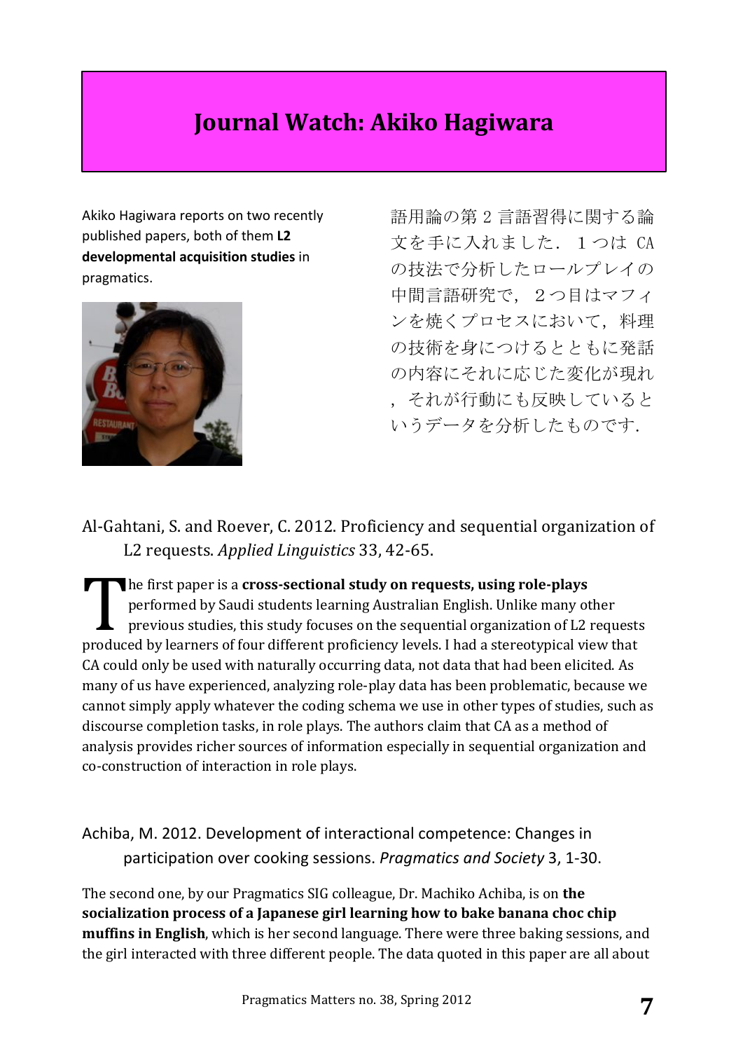# Journal Watch: Akiko Hagiwara

Akiko Hagiwara reports on two recently published papers, both of them **L2 developmental acquisition studies** in pragmatics.

語用論の第 2 言語習得に関する論文を手に入れました．１つは CA の技法で分析したロールプレイの中間言語研究で，２つ目はマフィンを焼くプロセスにおいて，料理の技術を身につけるとともに発話の内容にそれに応じた変化が現れ，それが行動にも反映しているというデータを分析したものです．

Al-Gahtani, S. and Roever, C. 2012. Proficiency and sequential organization of L2 requests. *Applied Linguistics* 33, 42-65.

The first paper is a **cross-sectional study on requests, using role-plays** performed by Saudi students learning Australian English. Unlike many other previous studies, this study focuses on the sequential organization of L2 requests produced by learners of four different proficiency levels. I had a stereotypical view that CA could only be used with naturally occurring data, not data that had been elicited. As many of us have experienced, analyzing role-play data has been problematic, because we cannot simply apply whatever the coding schema we use in other types of studies, such as discourse completion tasks, in role plays. The authors claim that CA as a method of analysis provides richer sources of information especially in sequential organization and co-construction of interaction in role plays.

Achiba, M. 2012. Development of interactional competence: Changes in participation over cooking sessions. *Pragmatics and Society* 3, 1-30.

The second one, by our Pragmatics SIG colleague, Dr. Machiko Achiba, is on **the socialization process of a Japanese girl learning how to bake banana choc chip muffins in English**, which is her second language. There were three baking sessions, and the girl interacted with three different people. The data quoted in this paper are all about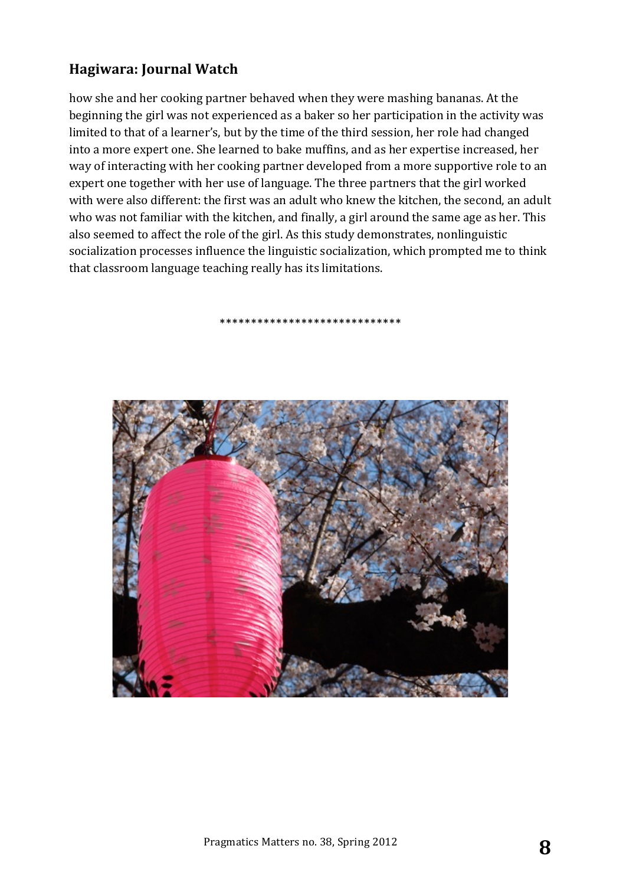how she and her cooking partner behaved when they were mashing bananas. At the beginning the girl was not experienced as a baker so her participation in the activity was limited to that of a learner's, but by the time of the third session, her role had changed into a more expert one. She learned to bake muffins, and as her expertise increased, her way of interacting with her cooking partner developed from a more supportive role to an expert one together with her use of language. The three partners that the girl worked with were also different: the first was an adult who knew the kitchen, the second, an adult who was not familiar with the kitchen, and finally, a girl around the same age as her. This also seemed to affect the role of the girl. As this study demonstrates, nonlinguistic socialization processes influence the linguistic socialization, which prompted me to think that classroom language teaching really has its limitations.

*****************************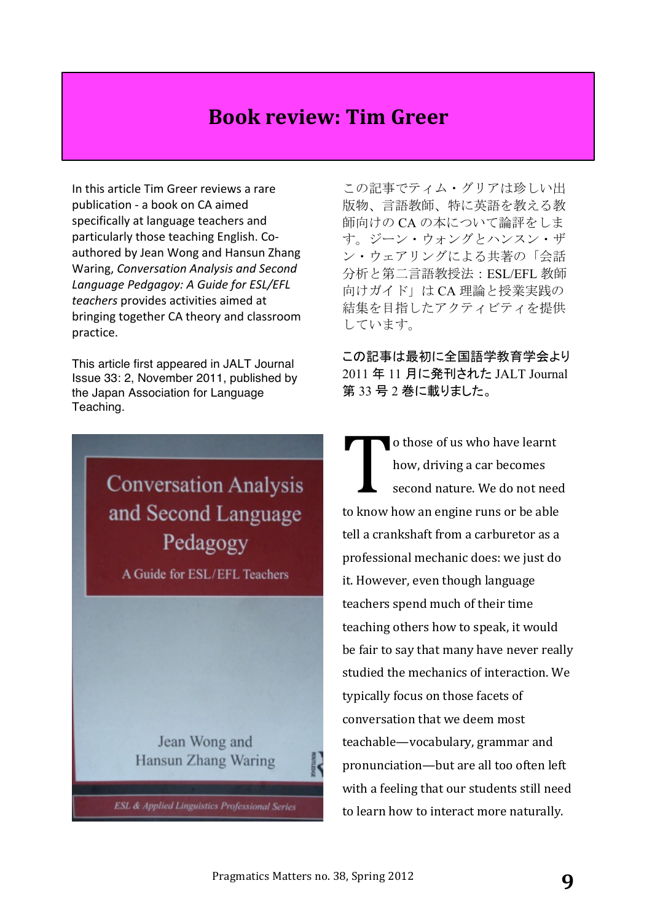# Book review: Tim Greer

In this article Tim Greer reviews a rare publication - a book on CA aimed specifically at language teachers and particularly those teaching English. Co-authored by Jean Wong and Hansun Zhang Waring, *Conversation Analysis and Second Language Pedgagoy: A Guide for ESL/EFL teachers* provides activities aimed at bringing together CA theory and classroom practice.

This article first appeared in JALT Journal Issue 33: 2, November 2011, published by the Japan Association for Language Teaching.

この記事でティム・グリアは珍しい出版物、言語教師、特に英語を教える教師向けの CA の本について論評をします。ジーン・ウォングとハンスン・ザン・ウェアリングによる共著の「会話分析と第二言語教授法：ESL/EFL 教師向けガイド」は CA 理論と授業実践の結集を目指したアクティビティを提供しています。

この記事は最初に全国語学教育学会より 2011 年 11 月に発刊された JALT Journal 第 33 号 2 巻に載りました。

To those of us who have learnt how, driving a car becomes second nature. We do not need to know how an engine runs or be able tell a crankshaft from a carburetor as a professional mechanic does: we just do it. However, even though language teachers spend much of their time teaching others how to speak, it would be fair to say that many have never really studied the mechanics of interaction. We typically focus on those facets of conversation that we deem most teachable—vocabulary, grammar and pronunciation—but are all too often left with a feeling that our students still need to learn how to interact more naturally.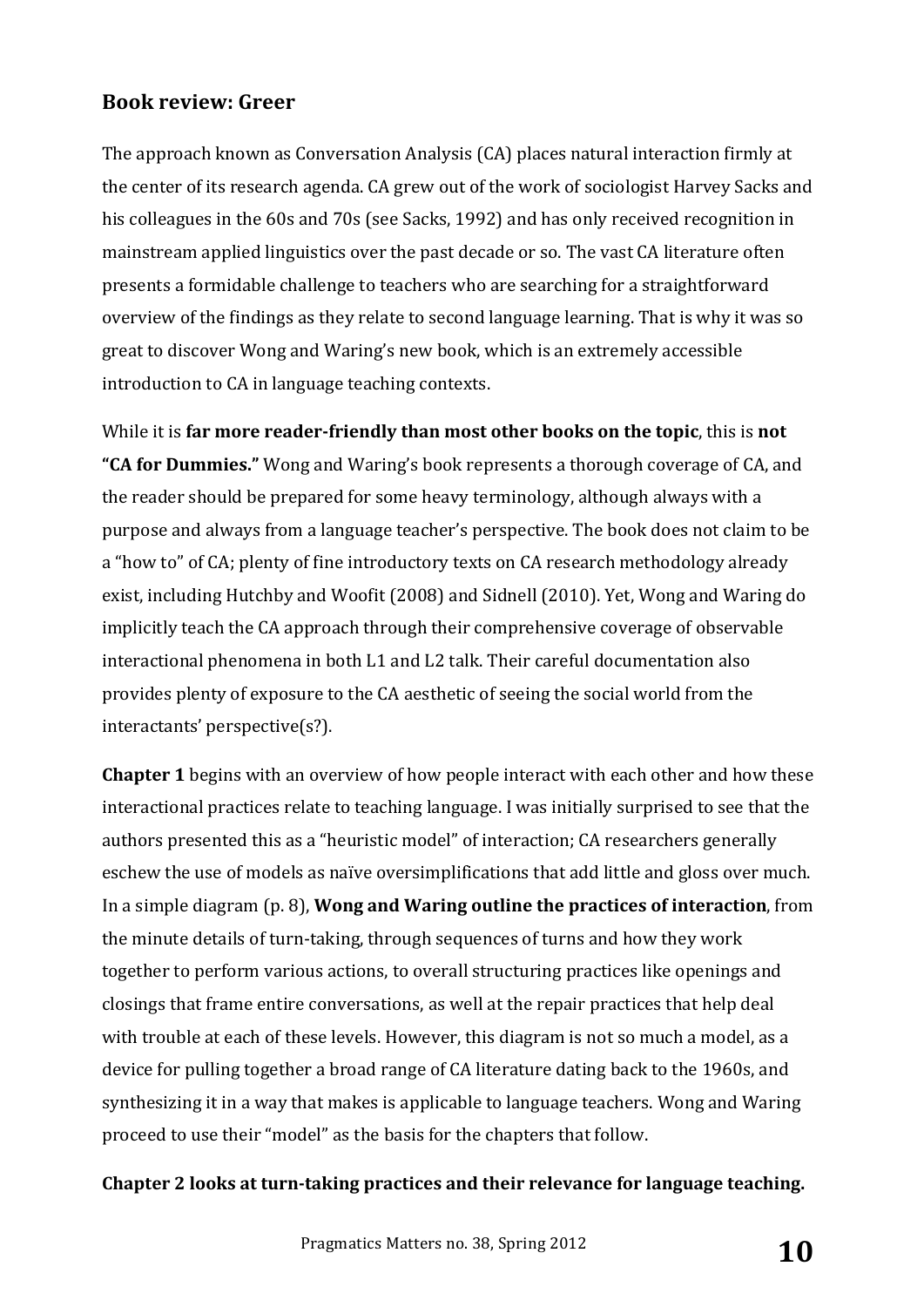## Book review: Greer

The approach known as Conversation Analysis (CA) places natural interaction firmly at the center of its research agenda. CA grew out of the work of sociologist Harvey Sacks and his colleagues in the 60s and 70s (see Sacks, 1992) and has only received recognition in mainstream applied linguistics over the past decade or so. The vast CA literature often presents a formidable challenge to teachers who are searching for a straightforward overview of the findings as they relate to second language learning. That is why it was so great to discover Wong and Waring's new book, which is an extremely accessible introduction to CA in language teaching contexts.

While it is **far more reader-friendly than most other books on the topic**, this is **not "CA for Dummies."** Wong and Waring's book represents a thorough coverage of CA, and the reader should be prepared for some heavy terminology, although always with a purpose and always from a language teacher's perspective. The book does not claim to be a "how to" of CA; plenty of fine introductory texts on CA research methodology already exist, including Hutchby and Woofit (2008) and Sidnell (2010). Yet, Wong and Waring do implicitly teach the CA approach through their comprehensive coverage of observable interactional phenomena in both L1 and L2 talk. Their careful documentation also provides plenty of exposure to the CA aesthetic of seeing the social world from the interactants' perspective(s?).

**Chapter 1** begins with an overview of how people interact with each other and how these interactional practices relate to teaching language. I was initially surprised to see that the authors presented this as a "heuristic model" of interaction; CA researchers generally eschew the use of models as naïve oversimplifications that add little and gloss over much. In a simple diagram (p. 8), **Wong and Waring outline the practices of interaction**, from the minute details of turn-taking, through sequences of turns and how they work together to perform various actions, to overall structuring practices like openings and closings that frame entire conversations, as well at the repair practices that help deal with trouble at each of these levels. However, this diagram is not so much a model, as a device for pulling together a broad range of CA literature dating back to the 1960s, and synthesizing it in a way that makes is applicable to language teachers. Wong and Waring proceed to use their "model" as the basis for the chapters that follow.

**Chapter 2 looks at turn-taking practices and their relevance for language teaching.**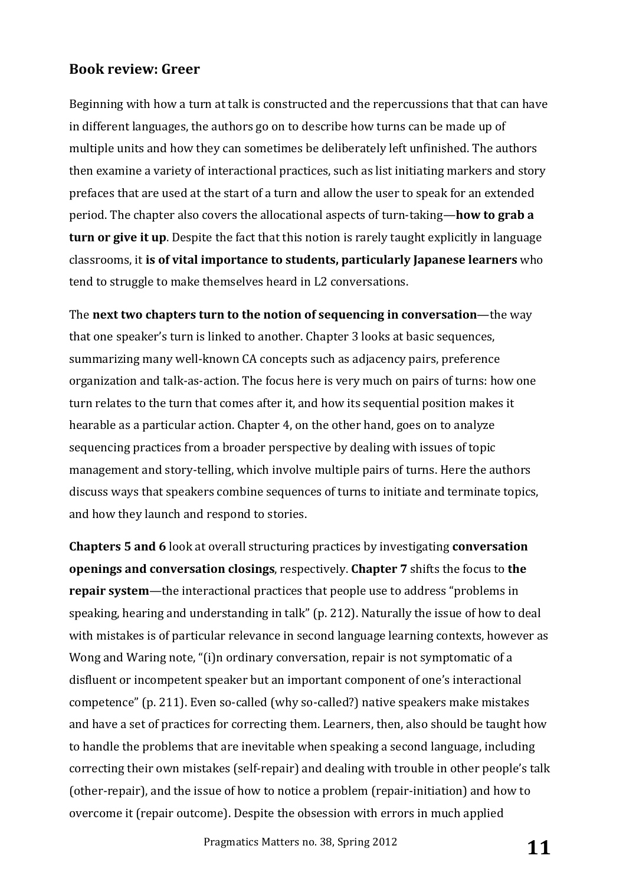## Book review: Greer

Beginning with how a turn at talk is constructed and the repercussions that that can have in different languages, the authors go on to describe how turns can be made up of multiple units and how they can sometimes be deliberately left unfinished. The authors then examine a variety of interactional practices, such as list initiating markers and story prefaces that are used at the start of a turn and allow the user to speak for an extended period. The chapter also covers the allocational aspects of turn-taking—**how to grab a turn or give it up**. Despite the fact that this notion is rarely taught explicitly in language classrooms, it **is of vital importance to students, particularly Japanese learners** who tend to struggle to make themselves heard in L2 conversations.

The **next two chapters turn to the notion of sequencing in conversation**—the way that one speaker's turn is linked to another. Chapter 3 looks at basic sequences, summarizing many well-known CA concepts such as adjacency pairs, preference organization and talk-as-action. The focus here is very much on pairs of turns: how one turn relates to the turn that comes after it, and how its sequential position makes it hearable as a particular action. Chapter 4, on the other hand, goes on to analyze sequencing practices from a broader perspective by dealing with issues of topic management and story-telling, which involve multiple pairs of turns. Here the authors discuss ways that speakers combine sequences of turns to initiate and terminate topics, and how they launch and respond to stories.

**Chapters 5 and 6** look at overall structuring practices by investigating **conversation openings and conversation closings**, respectively. **Chapter 7** shifts the focus to **the repair system**—the interactional practices that people use to address "problems in speaking, hearing and understanding in talk" (p. 212). Naturally the issue of how to deal with mistakes is of particular relevance in second language learning contexts, however as Wong and Waring note, "(i)n ordinary conversation, repair is not symptomatic of a disfluent or incompetent speaker but an important component of one's interactional competence" (p. 211). Even so-called (why so-called?) native speakers make mistakes and have a set of practices for correcting them. Learners, then, also should be taught how to handle the problems that are inevitable when speaking a second language, including correcting their own mistakes (self-repair) and dealing with trouble in other people's talk (other-repair), and the issue of how to notice a problem (repair-initiation) and how to overcome it (repair outcome). Despite the obsession with errors in much applied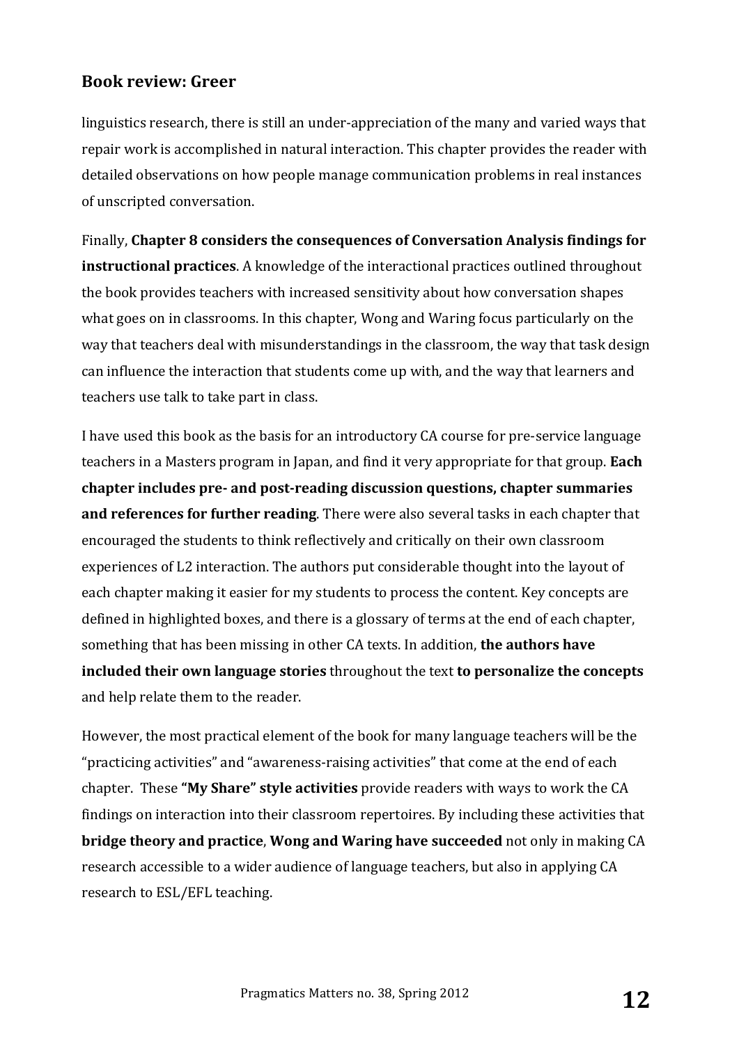linguistics research, there is still an under-appreciation of the many and varied ways that repair work is accomplished in natural interaction. This chapter provides the reader with detailed observations on how people manage communication problems in real instances of unscripted conversation.

Finally, **Chapter 8 considers the consequences of Conversation Analysis findings for instructional practices**. A knowledge of the interactional practices outlined throughout the book provides teachers with increased sensitivity about how conversation shapes what goes on in classrooms. In this chapter, Wong and Waring focus particularly on the way that teachers deal with misunderstandings in the classroom, the way that task design can influence the interaction that students come up with, and the way that learners and teachers use talk to take part in class.

I have used this book as the basis for an introductory CA course for pre-service language teachers in a Masters program in Japan, and find it very appropriate for that group. **Each chapter includes pre- and post-reading discussion questions, chapter summaries and references for further reading**. There were also several tasks in each chapter that encouraged the students to think reflectively and critically on their own classroom experiences of L2 interaction. The authors put considerable thought into the layout of each chapter making it easier for my students to process the content. Key concepts are defined in highlighted boxes, and there is a glossary of terms at the end of each chapter, something that has been missing in other CA texts. In addition, **the authors have included their own language stories** throughout the text **to personalize the concepts** and help relate them to the reader.

However, the most practical element of the book for many language teachers will be the "practicing activities" and "awareness-raising activities" that come at the end of each chapter. These **"My Share" style activities** provide readers with ways to work the CA findings on interaction into their classroom repertoires. By including these activities that **bridge theory and practice**, **Wong and Waring have succeeded** not only in making CA research accessible to a wider audience of language teachers, but also in applying CA research to ESL/EFL teaching.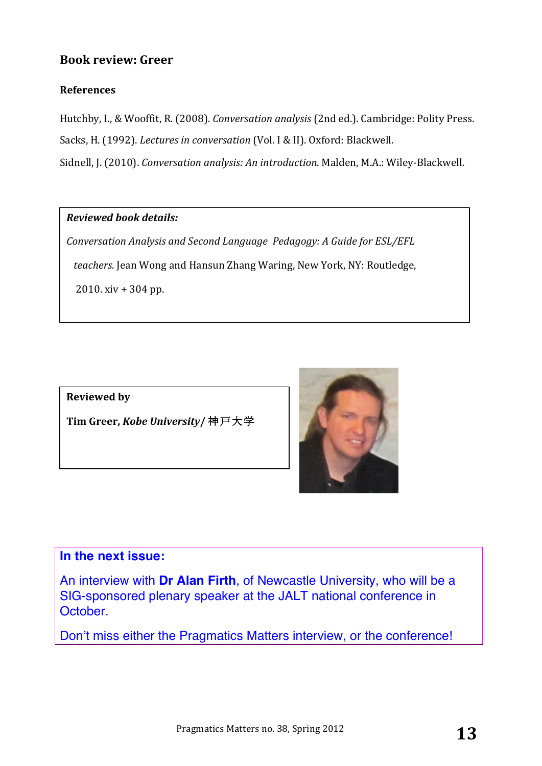## Book review: Greer

### References

Hutchby, I., & Wooffit, R. (2008). *Conversation analysis* (2nd ed.). Cambridge: Polity Press.

Sacks, H. (1992). *Lectures in conversation* (Vol. I & II). Oxford: Blackwell.

Sidnell, J. (2010). *Conversation analysis: An introduction*. Malden, M.A.: Wiley-Blackwell.

***Reviewed book details:***

*Conversation Analysis and Second Language Pedagogy: A Guide for ESL/EFL teachers.* Jean Wong and Hansun Zhang Waring, New York, NY: Routledge, 2010. xiv + 304 pp.

**Reviewed by**

**Tim Greer, *Kobe University* / 神戸大学**

**In the next issue:**

An interview with **Dr Alan Firth**, of Newcastle University, who will be a SIG-sponsored plenary speaker at the JALT national conference in October.

Don't miss either the Pragmatics Matters interview, or the conference!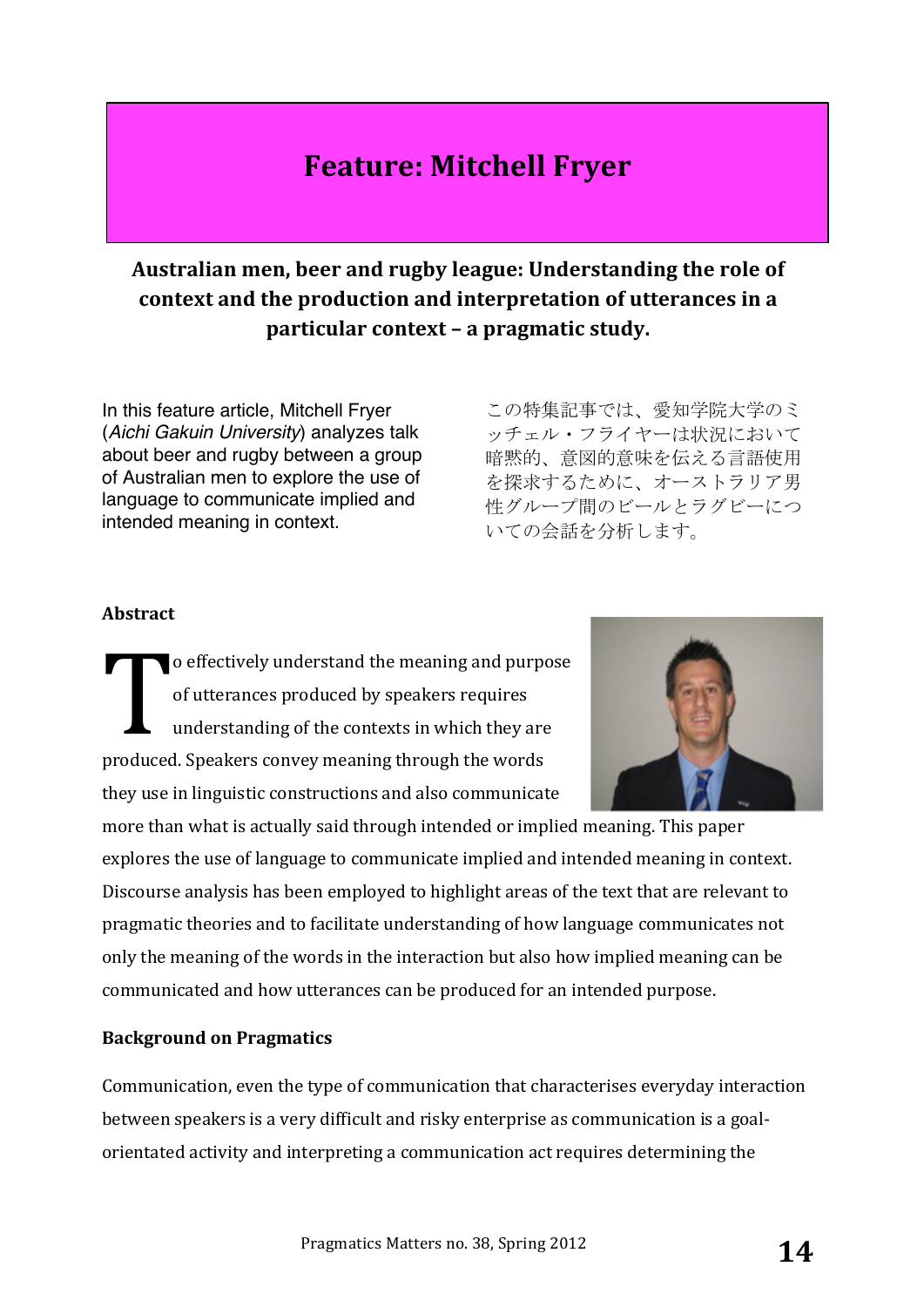# Feature: Mitchell Fryer

## Australian men, beer and rugby league: Understanding the role of context and the production and interpretation of utterances in a particular context – a pragmatic study.

In this feature article, Mitchell Fryer (*Aichi Gakuin University*) analyzes talk about beer and rugby between a group of Australian men to explore the use of language to communicate implied and intended meaning in context.

この特集記事では、愛知学院大学のミッチェル・フライヤーは状況において暗黙的、意図的意味を伝える言語使用を探求するために、オーストラリア男性グループ間のビールとラグビーについての会話を分析します。

### Abstract

To effectively understand the meaning and purpose of utterances produced by speakers requires understanding of the contexts in which they are produced. Speakers convey meaning through the words they use in linguistic constructions and also communicate more than what is actually said through intended or implied meaning. This paper explores the use of language to communicate implied and intended meaning in context. Discourse analysis has been employed to highlight areas of the text that are relevant to pragmatic theories and to facilitate understanding of how language communicates not only the meaning of the words in the interaction but also how implied meaning can be communicated and how utterances can be produced for an intended purpose.

### Background on Pragmatics

Communication, even the type of communication that characterises everyday interaction between speakers is a very difficult and risky enterprise as communication is a goal-orientated activity and interpreting a communication act requires determining the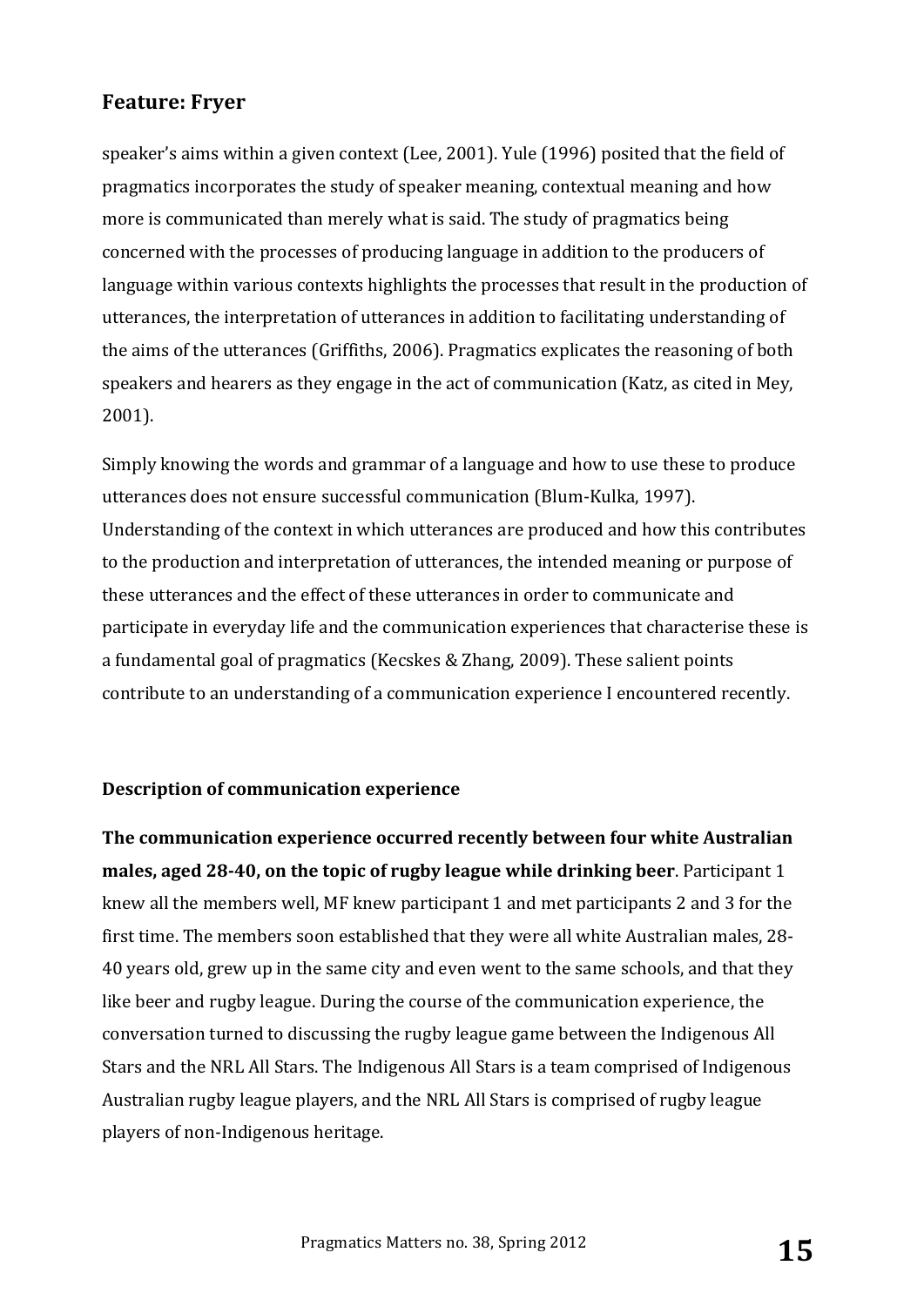speaker's aims within a given context (Lee, 2001). Yule (1996) posited that the field of pragmatics incorporates the study of speaker meaning, contextual meaning and how more is communicated than merely what is said. The study of pragmatics being concerned with the processes of producing language in addition to the producers of language within various contexts highlights the processes that result in the production of utterances, the interpretation of utterances in addition to facilitating understanding of the aims of the utterances (Griffiths, 2006). Pragmatics explicates the reasoning of both speakers and hearers as they engage in the act of communication (Katz, as cited in Mey, 2001).

Simply knowing the words and grammar of a language and how to use these to produce utterances does not ensure successful communication (Blum-Kulka, 1997). Understanding of the context in which utterances are produced and how this contributes to the production and interpretation of utterances, the intended meaning or purpose of these utterances and the effect of these utterances in order to communicate and participate in everyday life and the communication experiences that characterise these is a fundamental goal of pragmatics (Kecskes & Zhang, 2009). These salient points contribute to an understanding of a communication experience I encountered recently.

### Description of communication experience

**The communication experience occurred recently between four white Australian males, aged 28-40, on the topic of rugby league while drinking beer**. Participant 1 knew all the members well, MF knew participant 1 and met participants 2 and 3 for the first time. The members soon established that they were all white Australian males, 28-40 years old, grew up in the same city and even went to the same schools, and that they like beer and rugby league. During the course of the communication experience, the conversation turned to discussing the rugby league game between the Indigenous All Stars and the NRL All Stars. The Indigenous All Stars is a team comprised of Indigenous Australian rugby league players, and the NRL All Stars is comprised of rugby league players of non-Indigenous heritage.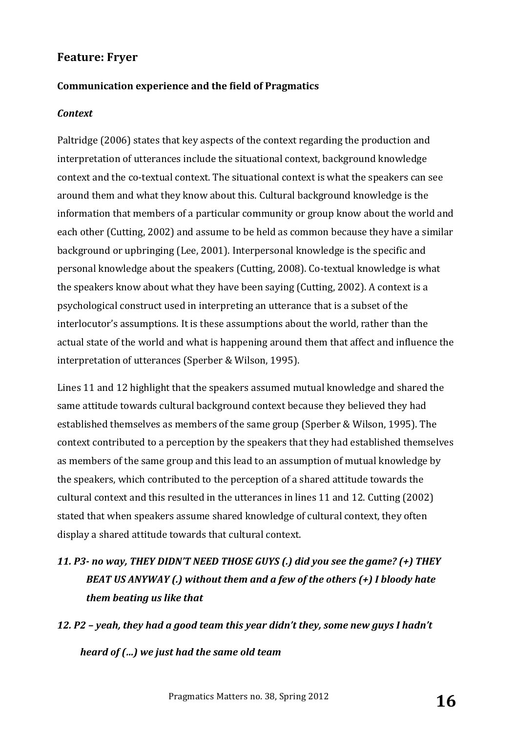## Feature: Fryer

### Communication experience and the field of Pragmatics

#### *Context*

Paltridge (2006) states that key aspects of the context regarding the production and interpretation of utterances include the situational context, background knowledge context and the co-textual context. The situational context is what the speakers can see around them and what they know about this. Cultural background knowledge is the information that members of a particular community or group know about the world and each other (Cutting, 2002) and assume to be held as common because they have a similar background or upbringing (Lee, 2001). Interpersonal knowledge is the specific and personal knowledge about the speakers (Cutting, 2008). Co-textual knowledge is what the speakers know about what they have been saying (Cutting, 2002). A context is a psychological construct used in interpreting an utterance that is a subset of the interlocutor's assumptions. It is these assumptions about the world, rather than the actual state of the world and what is happening around them that affect and influence the interpretation of utterances (Sperber & Wilson, 1995).

Lines 11 and 12 highlight that the speakers assumed mutual knowledge and shared the same attitude towards cultural background context because they believed they had established themselves as members of the same group (Sperber & Wilson, 1995). The context contributed to a perception by the speakers that they had established themselves as members of the same group and this lead to an assumption of mutual knowledge by the speakers, which contributed to the perception of a shared attitude towards the cultural context and this resulted in the utterances in lines 11 and 12. Cutting (2002) stated that when speakers assume shared knowledge of cultural context, they often display a shared attitude towards that cultural context.

***11. P3- no way, THEY DIDN'T NEED THOSE GUYS (.) did you see the game? (+) THEY BEAT US ANYWAY (.) without them and a few of the others (+) I bloody hate them beating us like that***

***12. P2 – yeah, they had a good team this year didn't they, some new guys I hadn't heard of (...) we just had the same old team***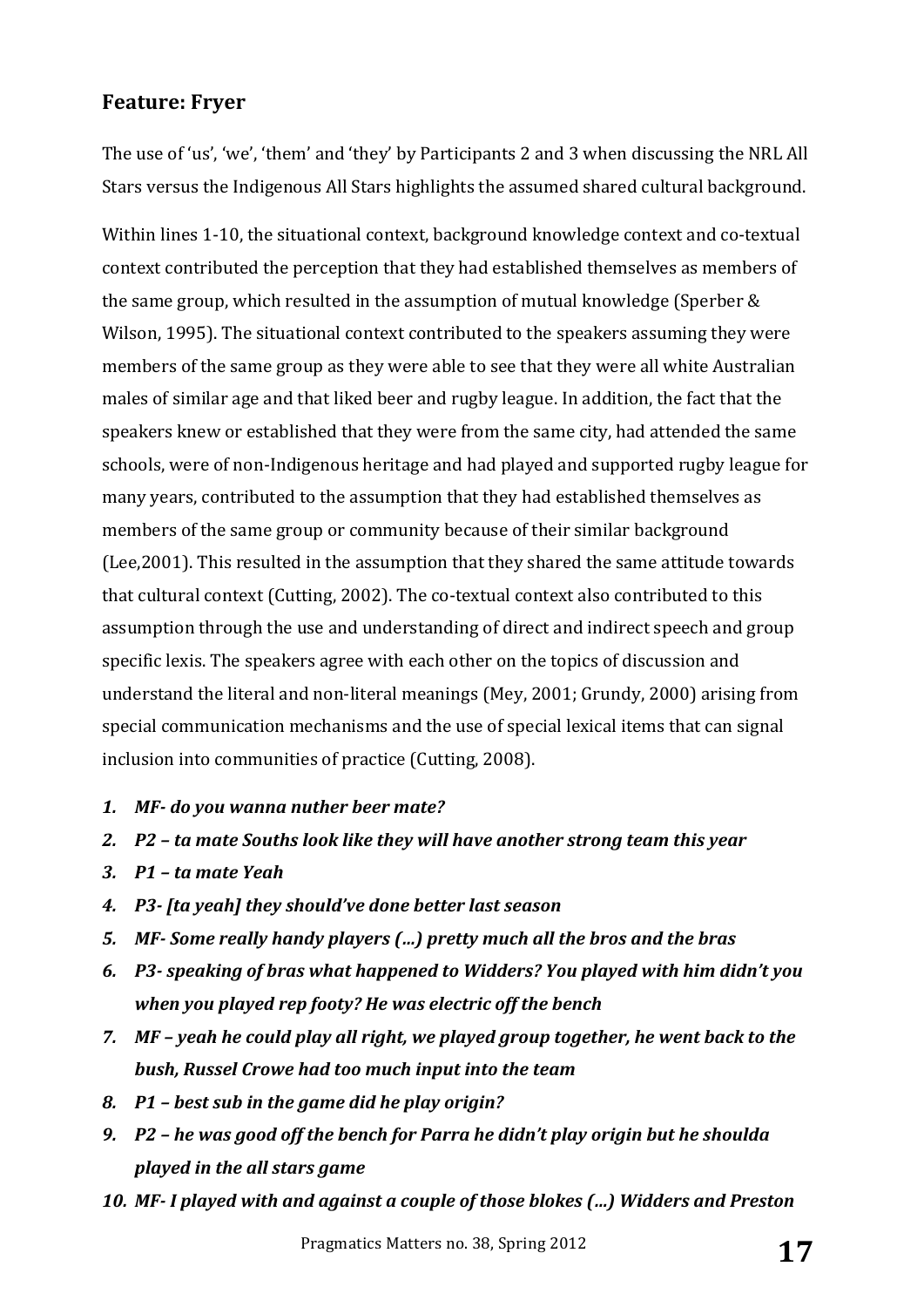## Feature: Fryer

The use of 'us', 'we', 'them' and 'they' by Participants 2 and 3 when discussing the NRL All Stars versus the Indigenous All Stars highlights the assumed shared cultural background.

Within lines 1-10, the situational context, background knowledge context and co-textual context contributed the perception that they had established themselves as members of the same group, which resulted in the assumption of mutual knowledge (Sperber & Wilson, 1995). The situational context contributed to the speakers assuming they were members of the same group as they were able to see that they were all white Australian males of similar age and that liked beer and rugby league. In addition, the fact that the speakers knew or established that they were from the same city, had attended the same schools, were of non-Indigenous heritage and had played and supported rugby league for many years, contributed to the assumption that they had established themselves as members of the same group or community because of their similar background (Lee,2001). This resulted in the assumption that they shared the same attitude towards that cultural context (Cutting, 2002). The co-textual context also contributed to this assumption through the use and understanding of direct and indirect speech and group specific lexis. The speakers agree with each other on the topics of discussion and understand the literal and non-literal meanings (Mey, 2001; Grundy, 2000) arising from special communication mechanisms and the use of special lexical items that can signal inclusion into communities of practice (Cutting, 2008).

1. ***MF- do you wanna nuther beer mate?***
2. ***P2 – ta mate Souths look like they will have another strong team this year***
3. ***P1 – ta mate Yeah***
4. ***P3- [ta yeah] they should've done better last season***
5. ***MF- Some really handy players (…) pretty much all the bros and the bras***
6. ***P3- speaking of bras what happened to Widders? You played with him didn't you when you played rep footy? He was electric off the bench***
7. ***MF – yeah he could play all right, we played group together, he went back to the bush, Russel Crowe had too much input into the team***
8. ***P1 – best sub in the game did he play origin?***
9. ***P2 – he was good off the bench for Parra he didn't play origin but he shoulda played in the all stars game***
10. ***MF- I played with and against a couple of those blokes (…) Widders and Preston***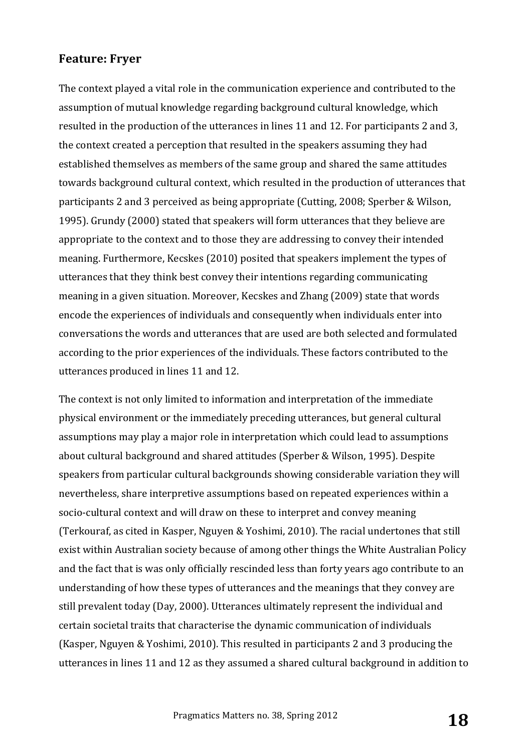## Feature: Fryer

The context played a vital role in the communication experience and contributed to the assumption of mutual knowledge regarding background cultural knowledge, which resulted in the production of the utterances in lines 11 and 12. For participants 2 and 3, the context created a perception that resulted in the speakers assuming they had established themselves as members of the same group and shared the same attitudes towards background cultural context, which resulted in the production of utterances that participants 2 and 3 perceived as being appropriate (Cutting, 2008; Sperber & Wilson, 1995). Grundy (2000) stated that speakers will form utterances that they believe are appropriate to the context and to those they are addressing to convey their intended meaning. Furthermore, Kecskes (2010) posited that speakers implement the types of utterances that they think best convey their intentions regarding communicating meaning in a given situation. Moreover, Kecskes and Zhang (2009) state that words encode the experiences of individuals and consequently when individuals enter into conversations the words and utterances that are used are both selected and formulated according to the prior experiences of the individuals. These factors contributed to the utterances produced in lines 11 and 12.

The context is not only limited to information and interpretation of the immediate physical environment or the immediately preceding utterances, but general cultural assumptions may play a major role in interpretation which could lead to assumptions about cultural background and shared attitudes (Sperber & Wilson, 1995). Despite speakers from particular cultural backgrounds showing considerable variation they will nevertheless, share interpretive assumptions based on repeated experiences within a socio-cultural context and will draw on these to interpret and convey meaning (Terkouraf, as cited in Kasper, Nguyen & Yoshimi, 2010). The racial undertones that still exist within Australian society because of among other things the White Australian Policy and the fact that is was only officially rescinded less than forty years ago contribute to an understanding of how these types of utterances and the meanings that they convey are still prevalent today (Day, 2000). Utterances ultimately represent the individual and certain societal traits that characterise the dynamic communication of individuals (Kasper, Nguyen & Yoshimi, 2010). This resulted in participants 2 and 3 producing the utterances in lines 11 and 12 as they assumed a shared cultural background in addition to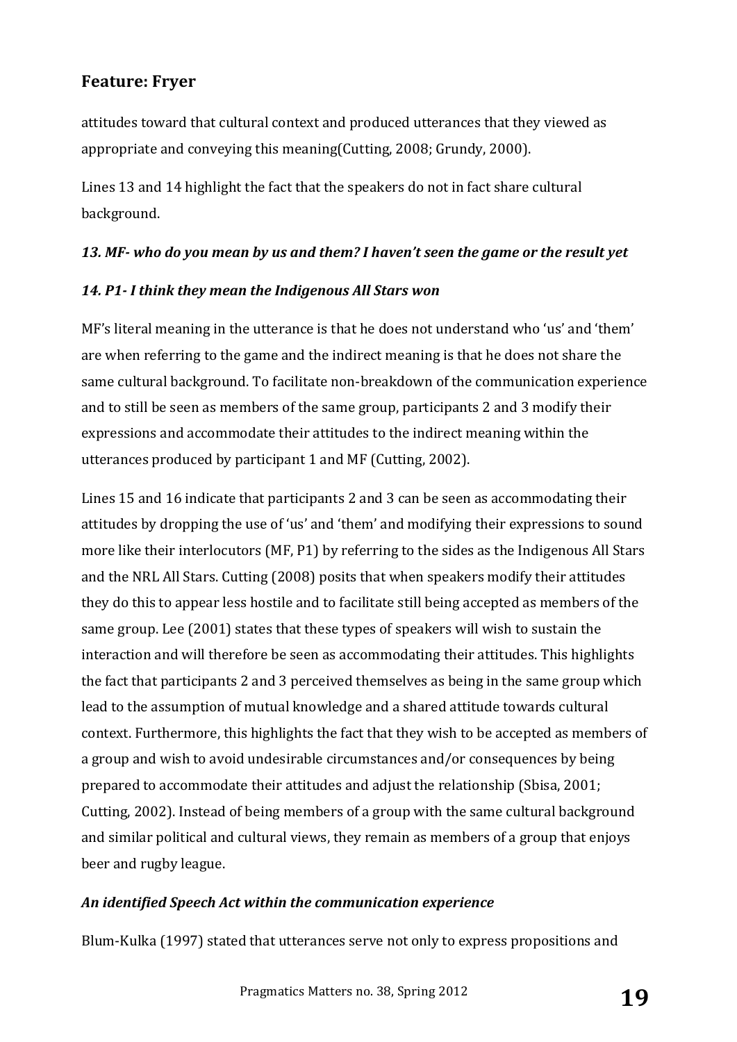attitudes toward that cultural context and produced utterances that they viewed as appropriate and conveying this meaning(Cutting, 2008; Grundy, 2000).

Lines 13 and 14 highlight the fact that the speakers do not in fact share cultural background.

***13. MF- who do you mean by us and them? I haven't seen the game or the result yet***

***14. P1- I think they mean the Indigenous All Stars won***

MF's literal meaning in the utterance is that he does not understand who 'us' and 'them' are when referring to the game and the indirect meaning is that he does not share the same cultural background. To facilitate non-breakdown of the communication experience and to still be seen as members of the same group, participants 2 and 3 modify their expressions and accommodate their attitudes to the indirect meaning within the utterances produced by participant 1 and MF (Cutting, 2002).

Lines 15 and 16 indicate that participants 2 and 3 can be seen as accommodating their attitudes by dropping the use of 'us' and 'them' and modifying their expressions to sound more like their interlocutors (MF, P1) by referring to the sides as the Indigenous All Stars and the NRL All Stars. Cutting (2008) posits that when speakers modify their attitudes they do this to appear less hostile and to facilitate still being accepted as members of the same group. Lee (2001) states that these types of speakers will wish to sustain the interaction and will therefore be seen as accommodating their attitudes. This highlights the fact that participants 2 and 3 perceived themselves as being in the same group which lead to the assumption of mutual knowledge and a shared attitude towards cultural context. Furthermore, this highlights the fact that they wish to be accepted as members of a group and wish to avoid undesirable circumstances and/or consequences by being prepared to accommodate their attitudes and adjust the relationship (Sbisa, 2001; Cutting, 2002). Instead of being members of a group with the same cultural background and similar political and cultural views, they remain as members of a group that enjoys beer and rugby league.

***An identified Speech Act within the communication experience***

Blum-Kulka (1997) stated that utterances serve not only to express propositions and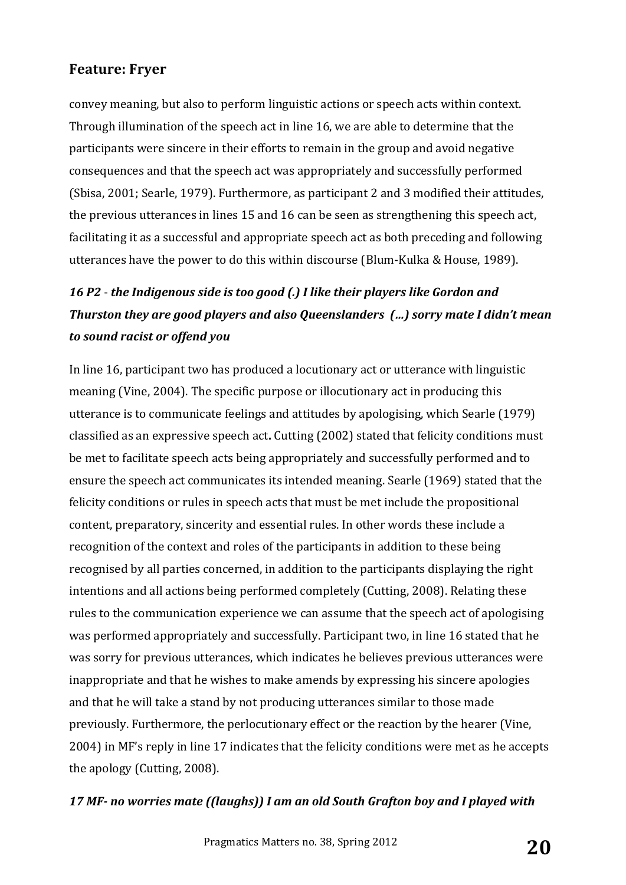convey meaning, but also to perform linguistic actions or speech acts within context. Through illumination of the speech act in line 16, we are able to determine that the participants were sincere in their efforts to remain in the group and avoid negative consequences and that the speech act was appropriately and successfully performed (Sbisa, 2001; Searle, 1979). Furthermore, as participant 2 and 3 modified their attitudes, the previous utterances in lines 15 and 16 can be seen as strengthening this speech act, facilitating it as a successful and appropriate speech act as both preceding and following utterances have the power to do this within discourse (Blum-Kulka & House, 1989).

***16 P2 - the Indigenous side is too good (.) I like their players like Gordon and Thurston they are good players and also Queenslanders (...) sorry mate I didn't mean to sound racist or offend you***

In line 16, participant two has produced a locutionary act or utterance with linguistic meaning (Vine, 2004). The specific purpose or illocutionary act in producing this utterance is to communicate feelings and attitudes by apologising, which Searle (1979) classified as an expressive speech act**.** Cutting (2002) stated that felicity conditions must be met to facilitate speech acts being appropriately and successfully performed and to ensure the speech act communicates its intended meaning. Searle (1969) stated that the felicity conditions or rules in speech acts that must be met include the propositional content, preparatory, sincerity and essential rules. In other words these include a recognition of the context and roles of the participants in addition to these being recognised by all parties concerned, in addition to the participants displaying the right intentions and all actions being performed completely (Cutting, 2008). Relating these rules to the communication experience we can assume that the speech act of apologising was performed appropriately and successfully. Participant two, in line 16 stated that he was sorry for previous utterances, which indicates he believes previous utterances were inappropriate and that he wishes to make amends by expressing his sincere apologies and that he will take a stand by not producing utterances similar to those made previously. Furthermore, the perlocutionary effect or the reaction by the hearer (Vine, 2004) in MF's reply in line 17 indicates that the felicity conditions were met as he accepts the apology (Cutting, 2008).

***17 MF- no worries mate ((laughs)) I am an old South Grafton boy and I played with***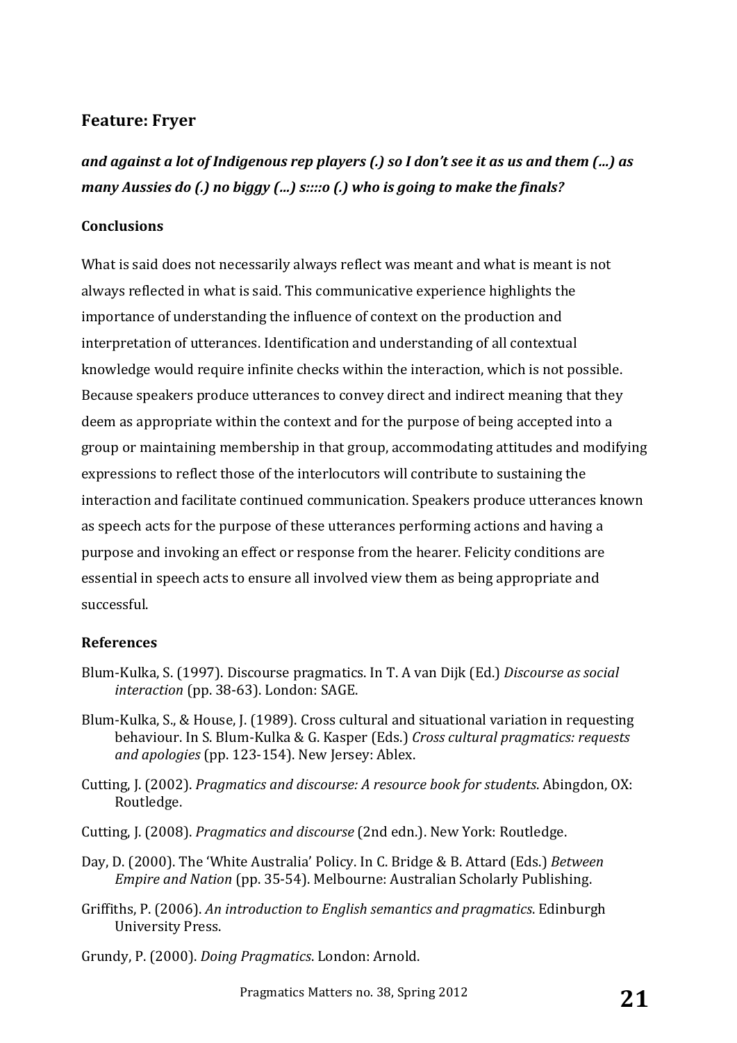## Feature: Fryer

***and against a lot of Indigenous rep players (.) so I don't see it as us and them (...) as many Aussies do (.) no biggy (...) s::::o (.) who is going to make the finals?***

### Conclusions

What is said does not necessarily always reflect was meant and what is meant is not always reflected in what is said. This communicative experience highlights the importance of understanding the influence of context on the production and interpretation of utterances. Identification and understanding of all contextual knowledge would require infinite checks within the interaction, which is not possible. Because speakers produce utterances to convey direct and indirect meaning that they deem as appropriate within the context and for the purpose of being accepted into a group or maintaining membership in that group, accommodating attitudes and modifying expressions to reflect those of the interlocutors will contribute to sustaining the interaction and facilitate continued communication. Speakers produce utterances known as speech acts for the purpose of these utterances performing actions and having a purpose and invoking an effect or response from the hearer. Felicity conditions are essential in speech acts to ensure all involved view them as being appropriate and successful.

### References

Blum-Kulka, S. (1997). Discourse pragmatics. In T. A van Dijk (Ed.) *Discourse as social interaction* (pp. 38-63). London: SAGE.

Blum-Kulka, S., & House, J. (1989). Cross cultural and situational variation in requesting behaviour. In S. Blum-Kulka & G. Kasper (Eds.) *Cross cultural pragmatics: requests and apologies* (pp. 123-154). New Jersey: Ablex.

Cutting, J. (2002). *Pragmatics and discourse: A resource book for students*. Abingdon, OX: Routledge.

Cutting, J. (2008). *Pragmatics and discourse* (2nd edn.). New York: Routledge.

Day, D. (2000). The 'White Australia' Policy. In C. Bridge & B. Attard (Eds.) *Between Empire and Nation* (pp. 35-54). Melbourne: Australian Scholarly Publishing.

Griffiths, P. (2006). *An introduction to English semantics and pragmatics*. Edinburgh University Press.

Grundy, P. (2000). *Doing Pragmatics*. London: Arnold.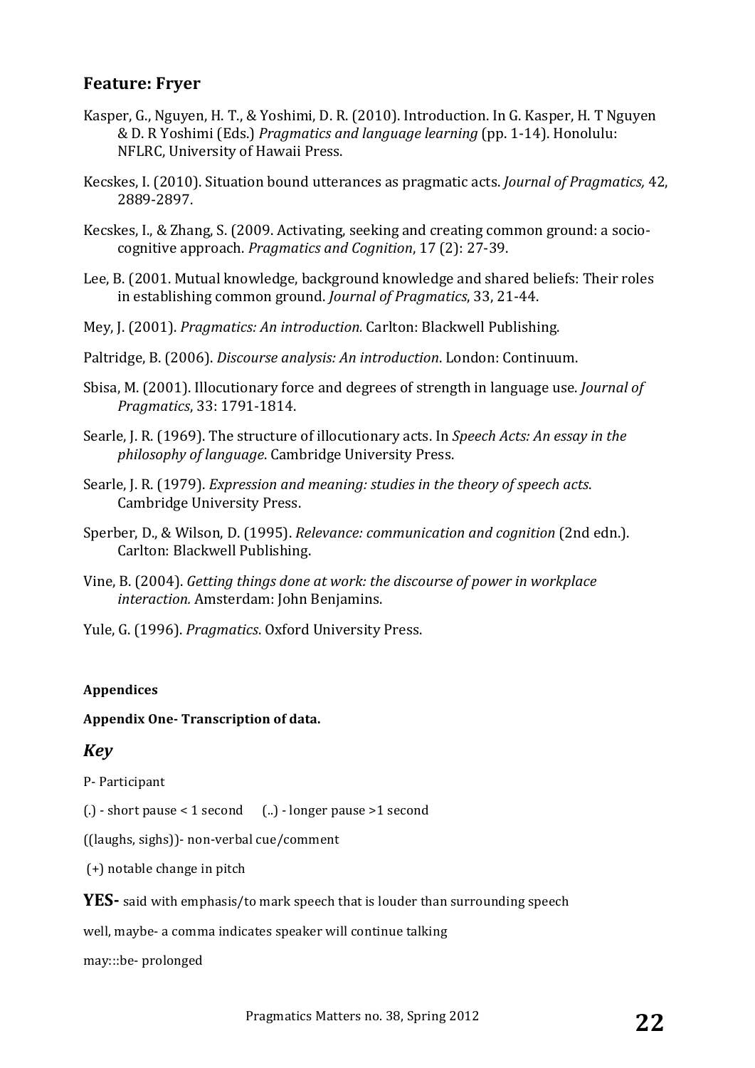## Feature: Fryer

Kasper, G., Nguyen, H. T., & Yoshimi, D. R. (2010). Introduction. In G. Kasper, H. T Nguyen & D. R Yoshimi (Eds.) *Pragmatics and language learning* (pp. 1-14). Honolulu: NFLRC, University of Hawaii Press.

Kecskes, I. (2010). Situation bound utterances as pragmatic acts. *Journal of Pragmatics,* 42, 2889-2897.

Kecskes, I., & Zhang, S. (2009. Activating, seeking and creating common ground: a socio-cognitive approach. *Pragmatics and Cognition*, 17 (2): 27-39.

Lee, B. (2001. Mutual knowledge, background knowledge and shared beliefs: Their roles in establishing common ground. *Journal of Pragmatics*, 33, 21-44.

Mey, J. (2001). *Pragmatics: An introduction.* Carlton: Blackwell Publishing.

Paltridge, B. (2006). *Discourse analysis: An introduction*. London: Continuum.

Sbisa, M. (2001). Illocutionary force and degrees of strength in language use. *Journal of Pragmatics*, 33: 1791-1814.

Searle, J. R. (1969). The structure of illocutionary acts. In *Speech Acts: An essay in the philosophy of language*. Cambridge University Press.

Searle, J. R. (1979). *Expression and meaning: studies in the theory of speech acts*. Cambridge University Press.

Sperber, D., & Wilson, D. (1995). *Relevance: communication and cognition* (2nd edn.). Carlton: Blackwell Publishing.

Vine, B. (2004). *Getting things done at work: the discourse of power in workplace interaction.* Amsterdam: John Benjamins.

Yule, G. (1996). *Pragmatics*. Oxford University Press.

**Appendices**

**Appendix One- Transcription of data.**

### *Key*

P- Participant

(.) - short pause < 1 second (..) - longer pause >1 second

((laughs, sighs))- non-verbal cue/comment

(+) notable change in pitch

**YES-** said with emphasis/to mark speech that is louder than surrounding speech

well, maybe- a comma indicates speaker will continue talking

may:::be- prolonged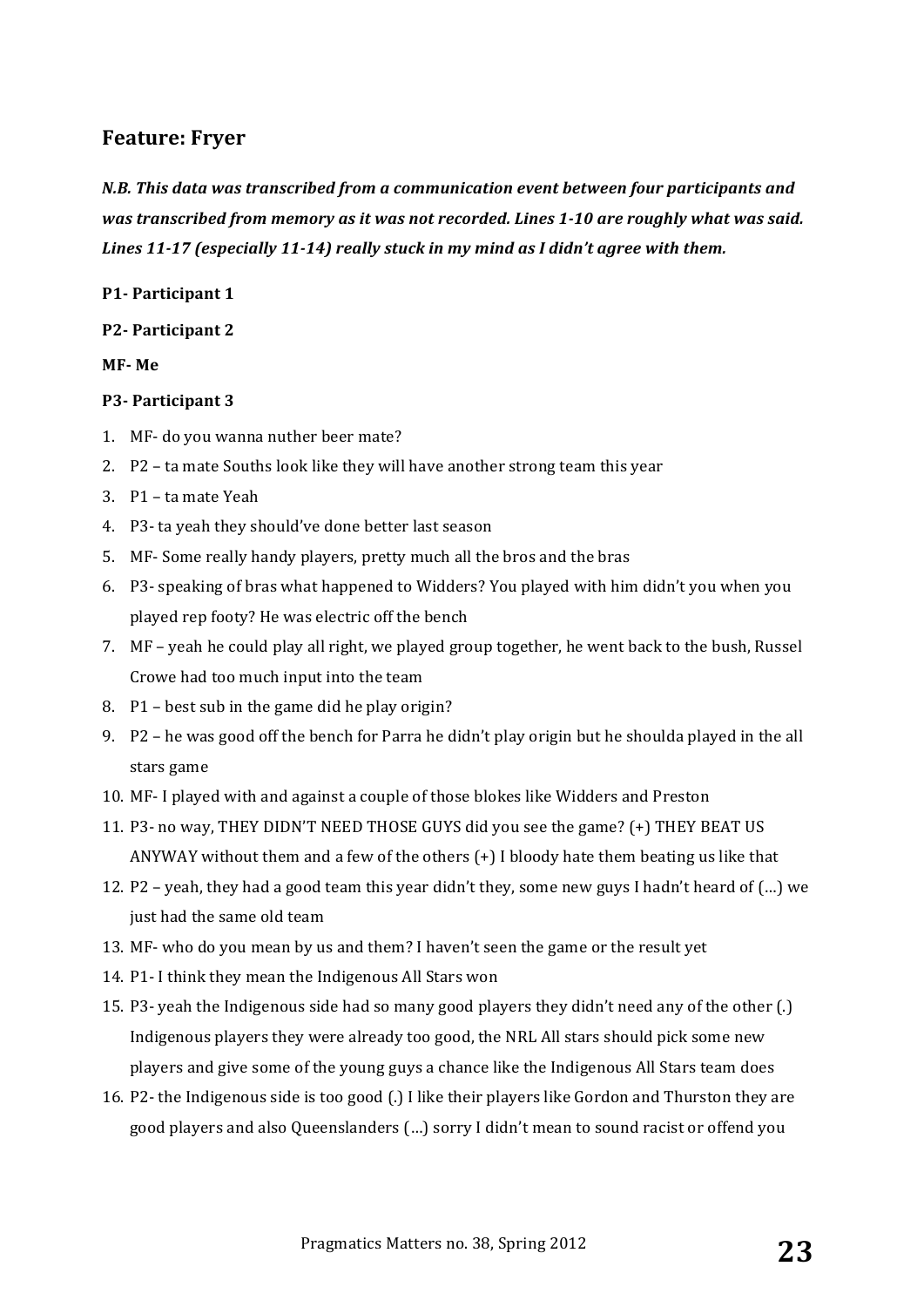## Feature: Fryer

***N.B. This data was transcribed from a communication event between four participants and was transcribed from memory as it was not recorded. Lines 1-10 are roughly what was said. Lines 11-17 (especially 11-14) really stuck in my mind as I didn't agree with them.***

**P1- Participant 1**

**P2- Participant 2**

**MF- Me**

**P3- Participant 3**

1. MF- do you wanna nuther beer mate?
2. P2 – ta mate Souths look like they will have another strong team this year
3. P1 – ta mate Yeah
4. P3- ta yeah they should've done better last season
5. MF- Some really handy players, pretty much all the bros and the bras
6. P3- speaking of bras what happened to Widders? You played with him didn't you when you played rep footy? He was electric off the bench
7. MF – yeah he could play all right, we played group together, he went back to the bush, Russel Crowe had too much input into the team
8. P1 – best sub in the game did he play origin?
9. P2 – he was good off the bench for Parra he didn't play origin but he shoulda played in the all stars game
10. MF- I played with and against a couple of those blokes like Widders and Preston
11. P3- no way, THEY DIDN'T NEED THOSE GUYS did you see the game? (+) THEY BEAT US ANYWAY without them and a few of the others (+) I bloody hate them beating us like that
12. P2 – yeah, they had a good team this year didn't they, some new guys I hadn't heard of (…) we just had the same old team
13. MF- who do you mean by us and them? I haven't seen the game or the result yet
14. P1- I think they mean the Indigenous All Stars won
15. P3- yeah the Indigenous side had so many good players they didn't need any of the other (.) Indigenous players they were already too good, the NRL All stars should pick some new players and give some of the young guys a chance like the Indigenous All Stars team does
16. P2- the Indigenous side is too good (.) I like their players like Gordon and Thurston they are good players and also Queenslanders (…) sorry I didn't mean to sound racist or offend you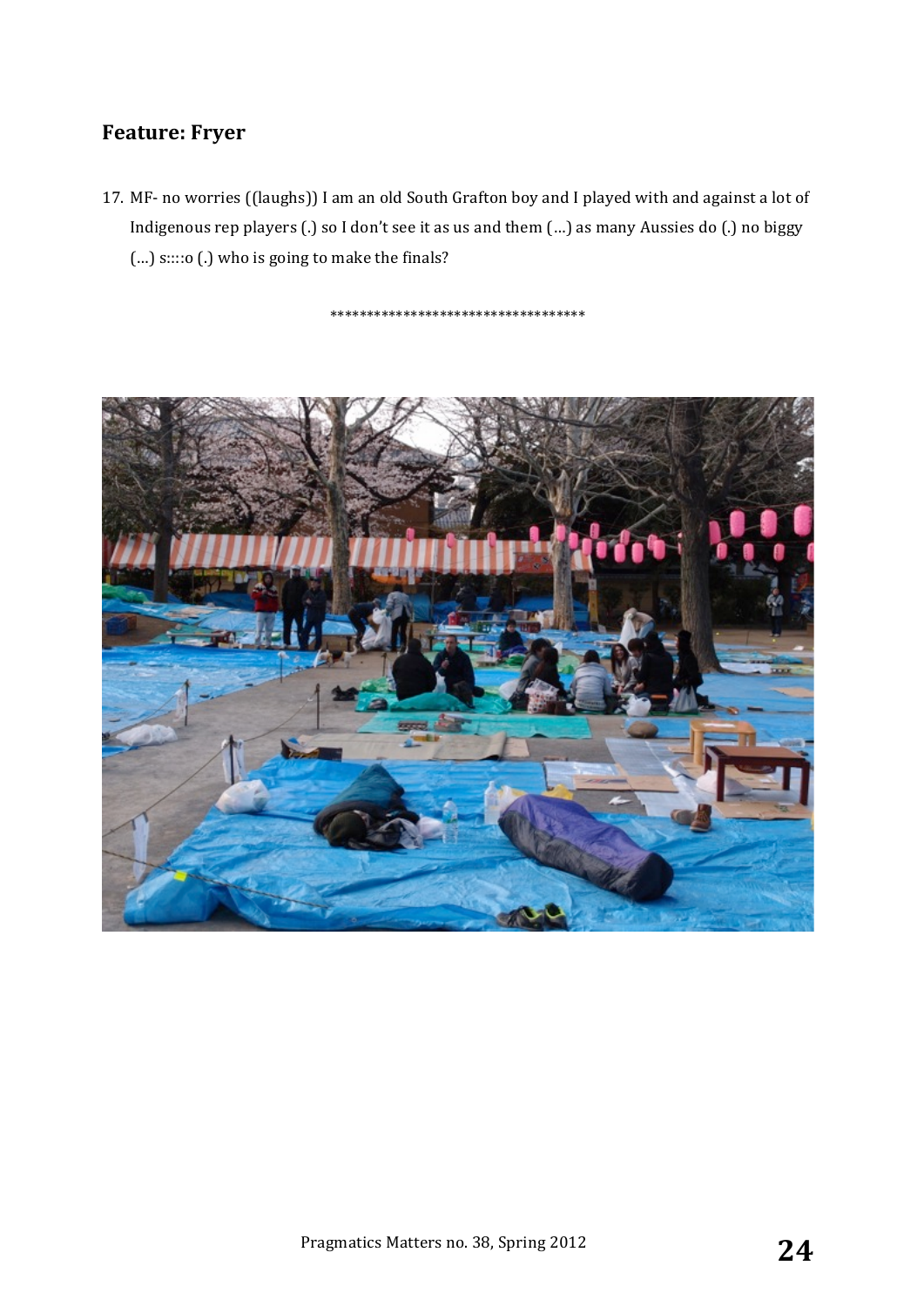## Feature: Fryer

17. MF- no worries ((laughs)) I am an old South Grafton boy and I played with and against a lot of Indigenous rep players (.) so I don't see it as us and them (…) as many Aussies do (.) no biggy (…) s::::o (.) who is going to make the finals?

\*\*\*\*\*\*\*\*\*\*\*\*\*\*\*\*\*\*\*\*\*\*\*\*\*\*\*\*\*\*\*\*\*\*\*\*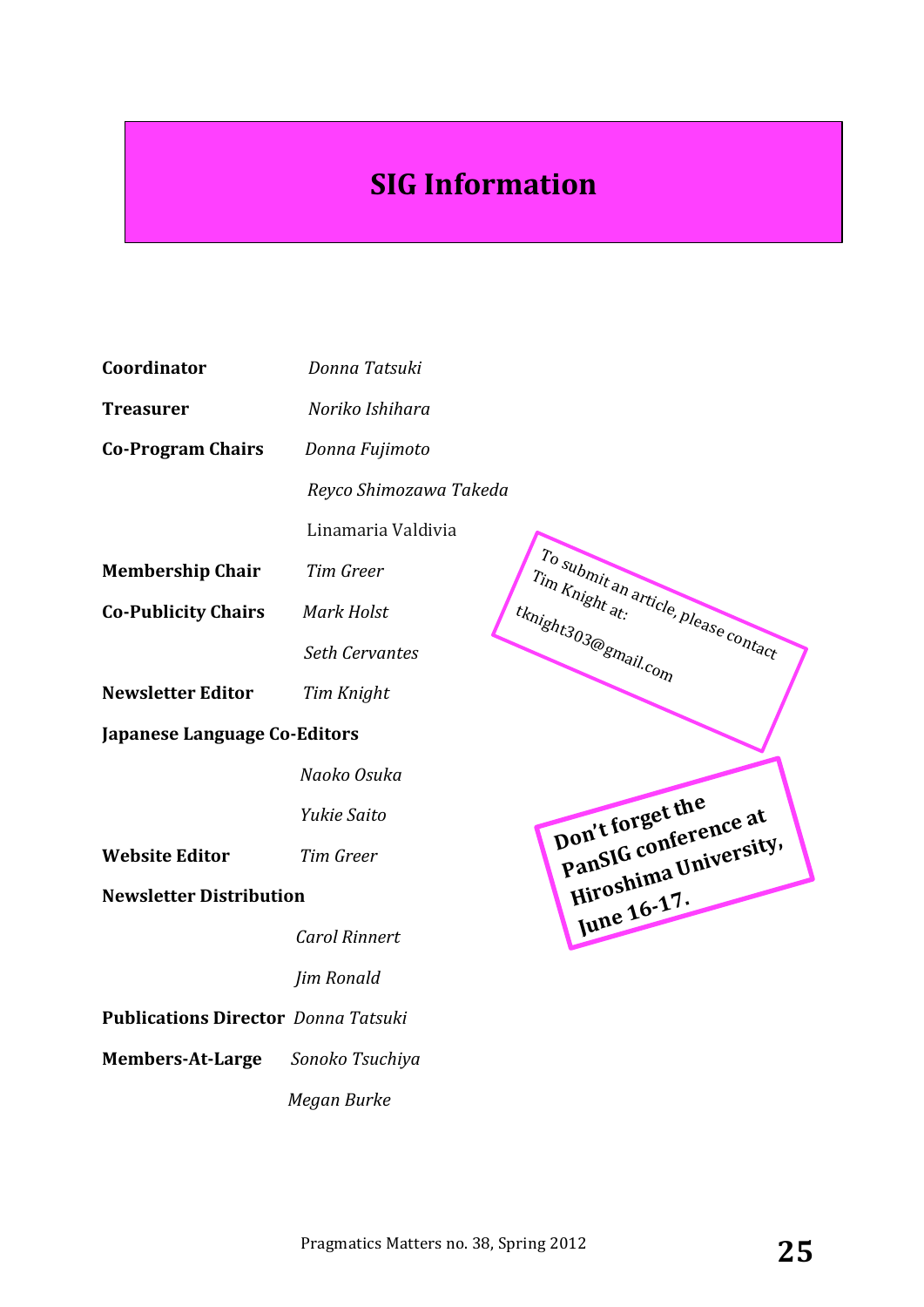# SIG Information

**Coordinator** *Donna Tatsuki*

**Treasurer** *Noriko Ishihara*

**Co-Program Chairs** *Donna Fujimoto*

*Reyco Shimozawa Takeda*

Linamaria Valdivia

**Membership Chair** *Tim Greer*

**Co-Publicity Chairs** *Mark Holst*

*Seth Cervantes*

**Newsletter Editor** *Tim Knight*

**Japanese Language Co-Editors**

*Naoko Osuka*

*Yukie Saito*

**Website Editor** *Tim Greer*

**Newsletter Distribution**

*Carol Rinnert*

*Jim Ronald*

**Publications Director** *Donna Tatsuki*

**Members-At-Large** *Sonoko Tsuchiya*

*Megan Burke*

To submit an article, please contact Tim Knight at: tknight303@gmail.com

**Don't forget the PanSIG conference at Hiroshima University, June 16-17.**